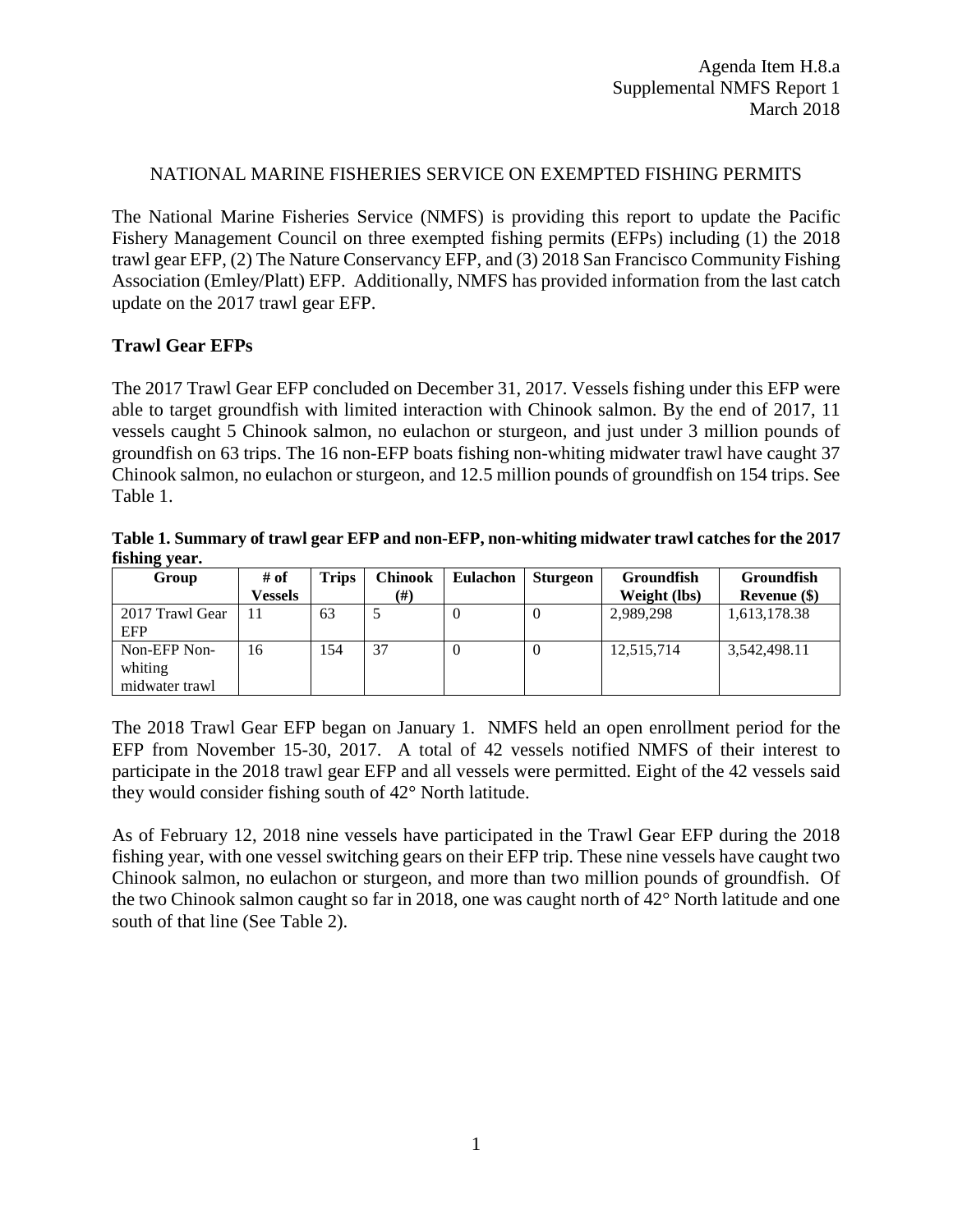Agenda Item H.8.a
Supplemental NMFS Report 1
March 2018

NATIONAL MARINE FISHERIES SERVICE ON EXEMPTED FISHING PERMITS

The National Marine Fisheries Service (NMFS) is providing this report to update the Pacific Fishery Management Council on three exempted fishing permits (EFPs) including (1) the 2018 trawl gear EFP, (2) The Nature Conservancy EFP, and (3) 2018 San Francisco Community Fishing Association (Emley/Platt) EFP. Additionally, NMFS has provided information from the last catch update on the 2017 trawl gear EFP.

## Trawl Gear EFPs

The 2017 Trawl Gear EFP concluded on December 31, 2017. Vessels fishing under this EFP were able to target groundfish with limited interaction with Chinook salmon. By the end of 2017, 11 vessels caught 5 Chinook salmon, no eulachon or sturgeon, and just under 3 million pounds of groundfish on 63 trips. The 16 non-EFP boats fishing non-whiting midwater trawl have caught 37 Chinook salmon, no eulachon or sturgeon, and 12.5 million pounds of groundfish on 154 trips. See Table 1.

**Table 1. Summary of trawl gear EFP and non-EFP, non-whiting midwater trawl catches for the 2017 fishing year.**

| Group | # of Vessels | Trips | Chinook (#) | Eulachon | Sturgeon | Groundfish Weight (lbs) | Groundfish Revenue ($) |
|---|---|---|---|---|---|---|---|
| 2017 Trawl Gear EFP | 11 | 63 | 5 | 0 | 0 | 2,989,298 | 1,613,178.38 |
| Non-EFP Non-whiting midwater trawl | 16 | 154 | 37 | 0 | 0 | 12,515,714 | 3,542,498.11 |

The 2018 Trawl Gear EFP began on January 1. NMFS held an open enrollment period for the EFP from November 15-30, 2017. A total of 42 vessels notified NMFS of their interest to participate in the 2018 trawl gear EFP and all vessels were permitted. Eight of the 42 vessels said they would consider fishing south of 42° North latitude.

As of February 12, 2018 nine vessels have participated in the Trawl Gear EFP during the 2018 fishing year, with one vessel switching gears on their EFP trip. These nine vessels have caught two Chinook salmon, no eulachon or sturgeon, and more than two million pounds of groundfish. Of the two Chinook salmon caught so far in 2018, one was caught north of 42° North latitude and one south of that line (See Table 2).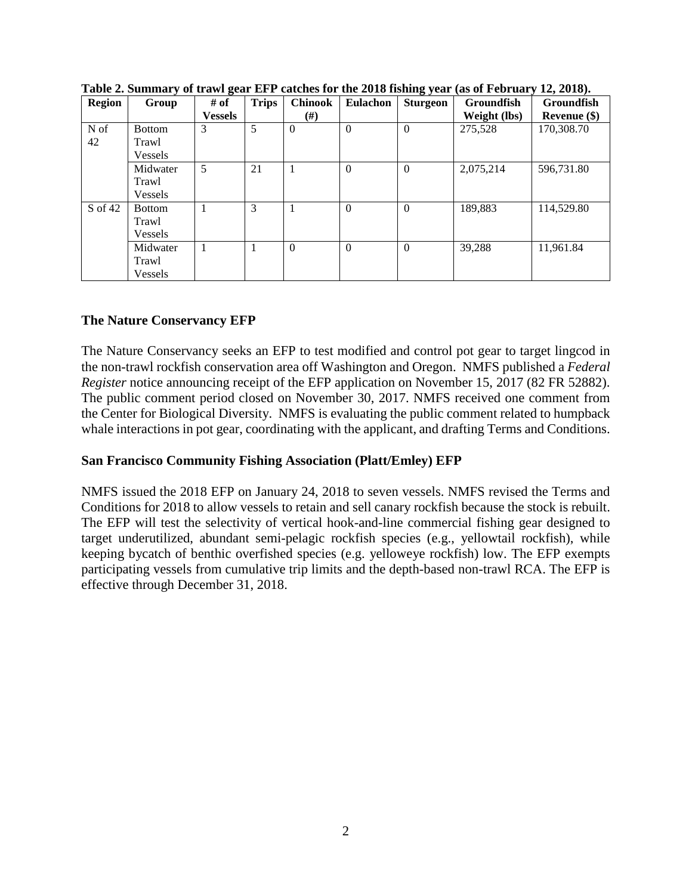**Table 2. Summary of trawl gear EFP catches for the 2018 fishing year (as of February 12, 2018).**

| Region | Group | # of Vessels | Trips | Chinook (#) | Eulachon | Sturgeon | Groundfish Weight (lbs) | Groundfish Revenue ($) |
|---|---|---|---|---|---|---|---|---|
| N of 42 | Bottom Trawl Vessels | 3 | 5 | 0 | 0 | 0 | 275,528 | 170,308.70 |
| | Midwater Trawl Vessels | 5 | 21 | 1 | 0 | 0 | 2,075,214 | 596,731.80 |
| S of 42 | Bottom Trawl Vessels | 1 | 3 | 1 | 0 | 0 | 189,883 | 114,529.80 |
| | Midwater Trawl Vessels | 1 | 1 | 0 | 0 | 0 | 39,288 | 11,961.84 |

### The Nature Conservancy EFP

The Nature Conservancy seeks an EFP to test modified and control pot gear to target lingcod in the non-trawl rockfish conservation area off Washington and Oregon. NMFS published a *Federal Register* notice announcing receipt of the EFP application on November 15, 2017 (82 FR 52882). The public comment period closed on November 30, 2017. NMFS received one comment from the Center for Biological Diversity. NMFS is evaluating the public comment related to humpback whale interactions in pot gear, coordinating with the applicant, and drafting Terms and Conditions.

### San Francisco Community Fishing Association (Platt/Emley) EFP

NMFS issued the 2018 EFP on January 24, 2018 to seven vessels. NMFS revised the Terms and Conditions for 2018 to allow vessels to retain and sell canary rockfish because the stock is rebuilt. The EFP will test the selectivity of vertical hook-and-line commercial fishing gear designed to target underutilized, abundant semi-pelagic rockfish species (e.g., yellowtail rockfish), while keeping bycatch of benthic overfished species (e.g. yelloweye rockfish) low. The EFP exempts participating vessels from cumulative trip limits and the depth-based non-trawl RCA. The EFP is effective through December 31, 2018.